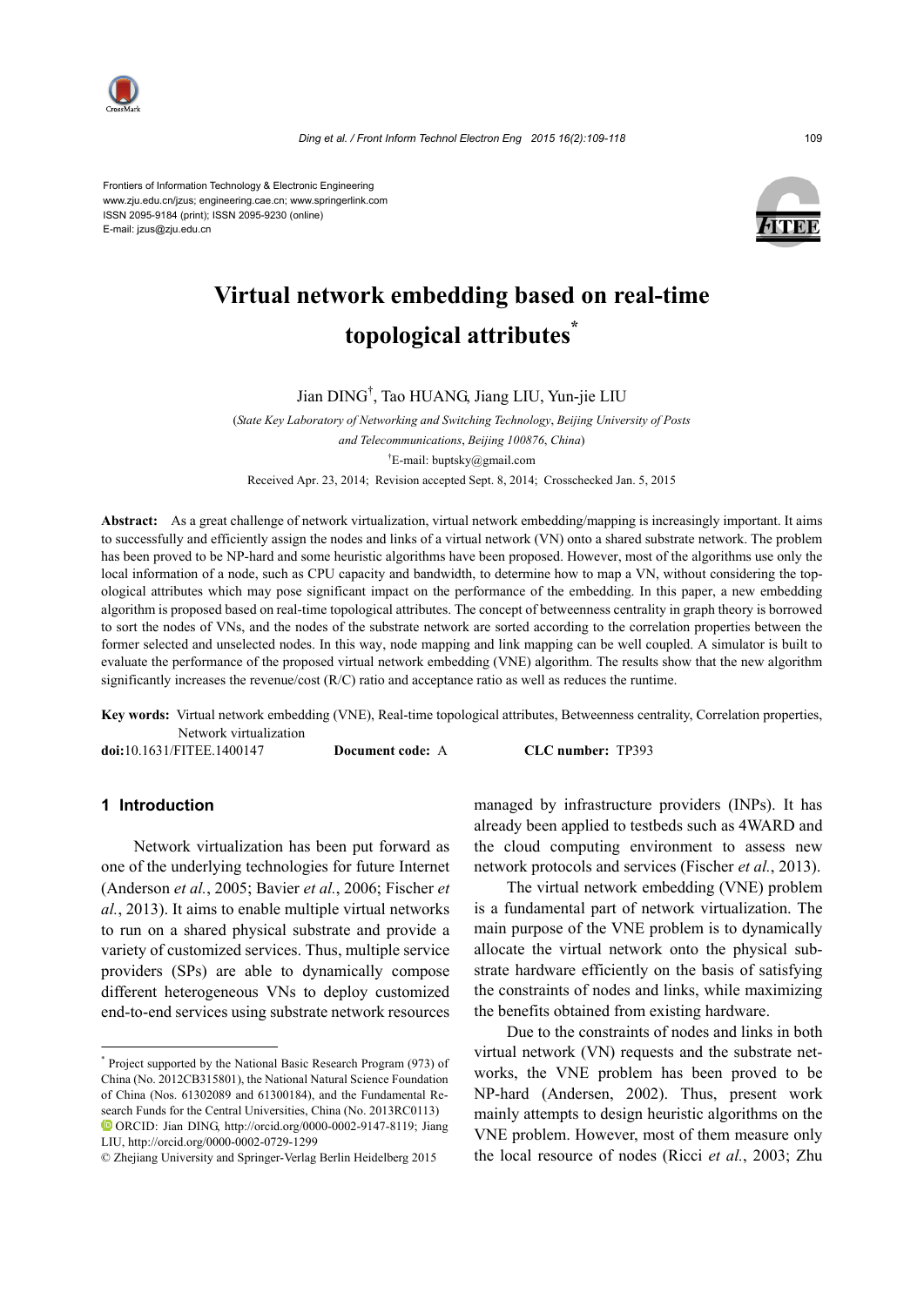Frontiers of Information Technology & Electronic Engineering
www.zju.edu.cn/jzus; engineering.cae.cn; www.springerlink.com
ISSN 2095-9184 (print); ISSN 2095-9230 (online)
E-mail: jzus@zju.edu.cn

# Virtual network embedding based on real-time topological attributes*

Jian DING[†], Tao HUANG, Jiang LIU, Yun-jie LIU

(*State Key Laboratory of Networking and Switching Technology*, *Beijing University of Posts and Telecommunications*, *Beijing 100876*, *China*)

[†]E-mail: buptsky@gmail.com

Received Apr. 23, 2014; Revision accepted Sept. 8, 2014; Crosschecked Jan. 5, 2015

**Abstract:** As a great challenge of network virtualization, virtual network embedding/mapping is increasingly important. It aims to successfully and efficiently assign the nodes and links of a virtual network (VN) onto a shared substrate network. The problem has been proved to be NP-hard and some heuristic algorithms have been proposed. However, most of the algorithms use only the local information of a node, such as CPU capacity and bandwidth, to determine how to map a VN, without considering the topological attributes which may pose significant impact on the performance of the embedding. In this paper, a new embedding algorithm is proposed based on real-time topological attributes. The concept of betweenness centrality in graph theory is borrowed to sort the nodes of VNs, and the nodes of the substrate network are sorted according to the correlation properties between the former selected and unselected nodes. In this way, node mapping and link mapping can be well coupled. A simulator is built to evaluate the performance of the proposed virtual network embedding (VNE) algorithm. The results show that the new algorithm significantly increases the revenue/cost (R/C) ratio and acceptance ratio as well as reduces the runtime.

**Key words:** Virtual network embedding (VNE), Real-time topological attributes, Betweenness centrality, Correlation properties, Network virtualization

**doi:**10.1631/FITEE.1400147 **Document code:** A **CLC number:** TP393

## 1 Introduction

Network virtualization has been put forward as one of the underlying technologies for future Internet (Anderson *et al.*, 2005; Bavier *et al.*, 2006; Fischer *et al.*, 2013). It aims to enable multiple virtual networks to run on a shared physical substrate and provide a variety of customized services. Thus, multiple service providers (SPs) are able to dynamically compose different heterogeneous VNs to deploy customized end-to-end services using substrate network resources managed by infrastructure providers (INPs). It has already been applied to testbeds such as 4WARD and the cloud computing environment to assess new network protocols and services (Fischer *et al.*, 2013).

The virtual network embedding (VNE) problem is a fundamental part of network virtualization. The main purpose of the VNE problem is to dynamically allocate the virtual network onto the physical substrate hardware efficiently on the basis of satisfying the constraints of nodes and links, while maximizing the benefits obtained from existing hardware.

Due to the constraints of nodes and links in both virtual network (VN) requests and the substrate networks, the VNE problem has been proved to be NP-hard (Andersen, 2002). Thus, present work mainly attempts to design heuristic algorithms on the VNE problem. However, most of them measure only the local resource of nodes (Ricci *et al.*, 2003; Zhu

---

* Project supported by the National Basic Research Program (973) of China (No. 2012CB315801), the National Natural Science Foundation of China (Nos. 61302089 and 61300184), and the Fundamental Research Funds for the Central Universities, China (No. 2013RC0113)

ORCID: Jian DING, http://orcid.org/0000-0002-9147-8119; Jiang LIU, http://orcid.org/0000-0002-0729-1299

© Zhejiang University and Springer-Verlag Berlin Heidelberg 2015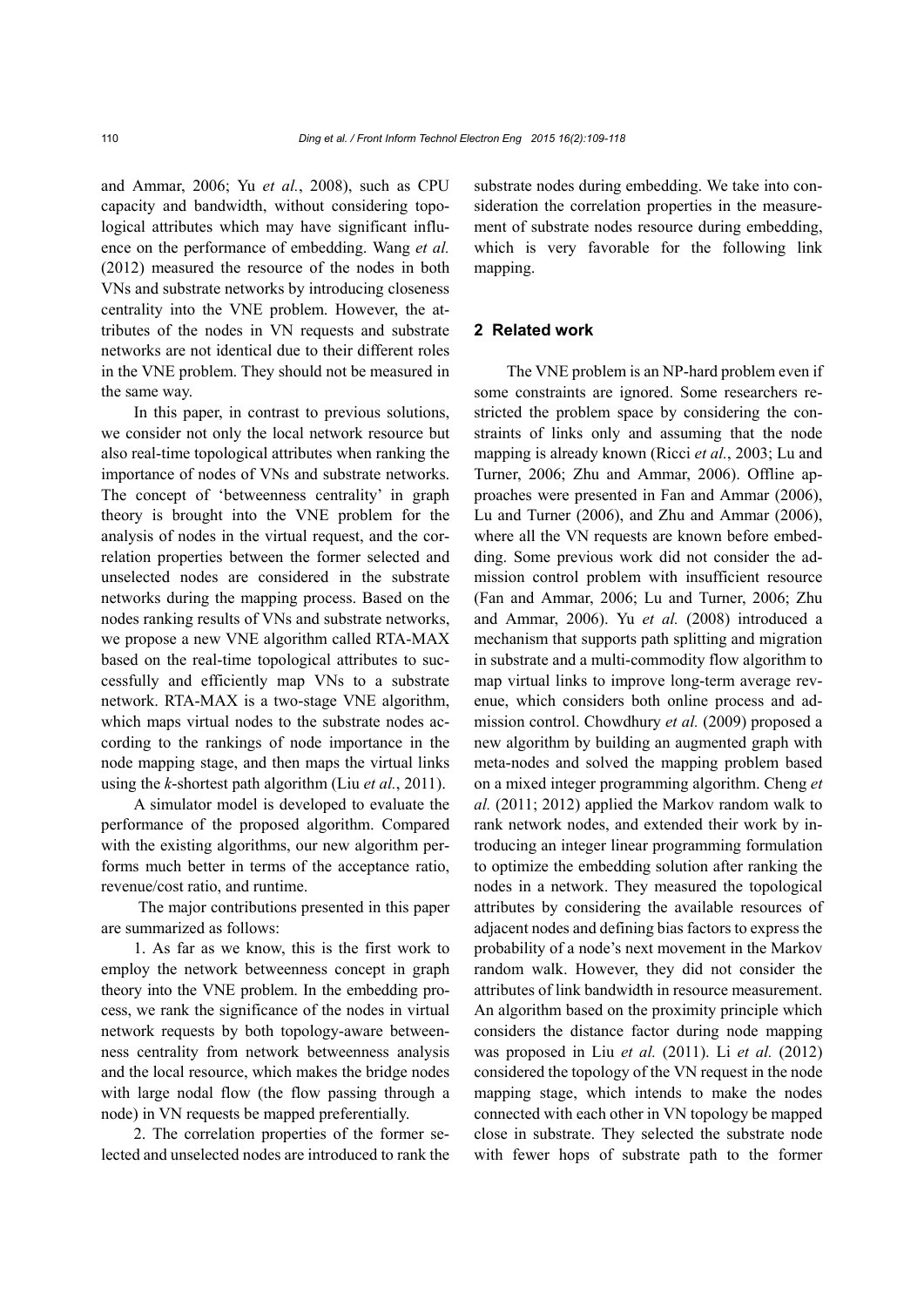and Ammar, 2006; Yu *et al.*, 2008), such as CPU capacity and bandwidth, without considering topological attributes which may have significant influence on the performance of embedding. Wang *et al.* (2012) measured the resource of the nodes in both VNs and substrate networks by introducing closeness centrality into the VNE problem. However, the attributes of the nodes in VN requests and substrate networks are not identical due to their different roles in the VNE problem. They should not be measured in the same way.

In this paper, in contrast to previous solutions, we consider not only the local network resource but also real-time topological attributes when ranking the importance of nodes of VNs and substrate networks. The concept of 'betweenness centrality' in graph theory is brought into the VNE problem for the analysis of nodes in the virtual request, and the correlation properties between the former selected and unselected nodes are considered in the substrate networks during the mapping process. Based on the nodes ranking results of VNs and substrate networks, we propose a new VNE algorithm called RTA-MAX based on the real-time topological attributes to successfully and efficiently map VNs to a substrate network. RTA-MAX is a two-stage VNE algorithm, which maps virtual nodes to the substrate nodes according to the rankings of node importance in the node mapping stage, and then maps the virtual links using the *k*-shortest path algorithm (Liu *et al.*, 2011).

A simulator model is developed to evaluate the performance of the proposed algorithm. Compared with the existing algorithms, our new algorithm performs much better in terms of the acceptance ratio, revenue/cost ratio, and runtime.

The major contributions presented in this paper are summarized as follows:

1. As far as we know, this is the first work to employ the network betweenness concept in graph theory into the VNE problem. In the embedding process, we rank the significance of the nodes in virtual network requests by both topology-aware betweenness centrality from network betweenness analysis and the local resource, which makes the bridge nodes with large nodal flow (the flow passing through a node) in VN requests be mapped preferentially.

2. The correlation properties of the former selected and unselected nodes are introduced to rank the substrate nodes during embedding. We take into consideration the correlation properties in the measurement of substrate nodes resource during embedding, which is very favorable for the following link mapping.

## 2 Related work

The VNE problem is an NP-hard problem even if some constraints are ignored. Some researchers restricted the problem space by considering the constraints of links only and assuming that the node mapping is already known (Ricci *et al.*, 2003; Lu and Turner, 2006; Zhu and Ammar, 2006). Offline approaches were presented in Fan and Ammar (2006), Lu and Turner (2006), and Zhu and Ammar (2006), where all the VN requests are known before embedding. Some previous work did not consider the admission control problem with insufficient resource (Fan and Ammar, 2006; Lu and Turner, 2006; Zhu and Ammar, 2006). Yu *et al.* (2008) introduced a mechanism that supports path splitting and migration in substrate and a multi-commodity flow algorithm to map virtual links to improve long-term average revenue, which considers both online process and admission control. Chowdhury *et al.* (2009) proposed a new algorithm by building an augmented graph with meta-nodes and solved the mapping problem based on a mixed integer programming algorithm. Cheng *et al.* (2011; 2012) applied the Markov random walk to rank network nodes, and extended their work by introducing an integer linear programming formulation to optimize the embedding solution after ranking the nodes in a network. They measured the topological attributes by considering the available resources of adjacent nodes and defining bias factors to express the probability of a node's next movement in the Markov random walk. However, they did not consider the attributes of link bandwidth in resource measurement. An algorithm based on the proximity principle which considers the distance factor during node mapping was proposed in Liu *et al.* (2011). Li *et al.* (2012) considered the topology of the VN request in the node mapping stage, which intends to make the nodes connected with each other in VN topology be mapped close in substrate. They selected the substrate node with fewer hops of substrate path to the former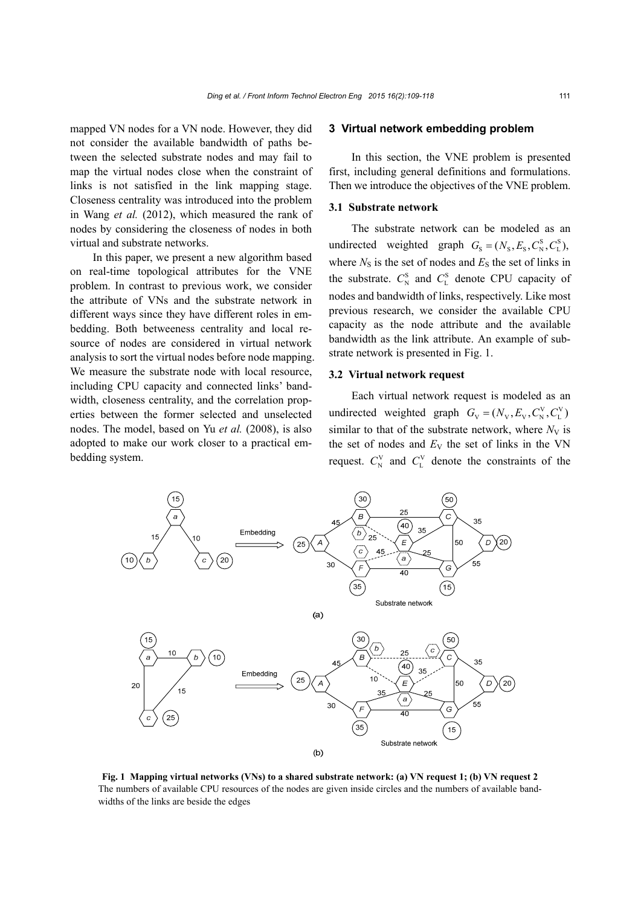mapped VN nodes for a VN node. However, they did not consider the available bandwidth of paths between the selected substrate nodes and may fail to map the virtual nodes close when the constraint of links is not satisfied in the link mapping stage. Closeness centrality was introduced into the problem in Wang *et al.* (2012), which measured the rank of nodes by considering the closeness of nodes in both virtual and substrate networks.

In this paper, we present a new algorithm based on real-time topological attributes for the VNE problem. In contrast to previous work, we consider the attribute of VNs and the substrate network in different ways since they have different roles in embedding. Both betweeness centrality and local resource of nodes are considered in virtual network analysis to sort the virtual nodes before node mapping. We measure the substrate node with local resource, including CPU capacity and connected links' bandwidth, closeness centrality, and the correlation properties between the former selected and unselected nodes. The model, based on Yu *et al.* (2008), is also adopted to make our work closer to a practical embedding system.

## 3 Virtual network embedding problem

In this section, the VNE problem is presented first, including general definitions and formulations. Then we introduce the objectives of the VNE problem.

### 3.1 Substrate network

The substrate network can be modeled as an undirected weighted graph $G_{\mathrm{S}}=(N_{\mathrm{S}}, E_{\mathrm{S}}, C_{\mathrm{N}}^{\mathrm{S}}, C_{\mathrm{L}}^{\mathrm{S}})$, where $N_{\mathrm{S}}$ is the set of nodes and $E_{\mathrm{S}}$ the set of links in the substrate. $C_{\mathrm{N}}^{\mathrm{S}}$ and $C_{\mathrm{L}}^{\mathrm{S}}$ denote CPU capacity of nodes and bandwidth of links, respectively. Like most previous research, we consider the available CPU capacity as the node attribute and the available bandwidth as the link attribute. An example of substrate network is presented in Fig. 1.

### 3.2 Virtual network request

Each virtual network request is modeled as an undirected weighted graph $G_{\mathrm{V}}=(N_{\mathrm{V}}, E_{\mathrm{V}}, C_{\mathrm{N}}^{\mathrm{V}}, C_{\mathrm{L}}^{\mathrm{V}})$ similar to that of the substrate network, where $N_{\mathrm{V}}$ is the set of nodes and $E_{\mathrm{V}}$ the set of links in the VN request. $C_{\mathrm{N}}^{\mathrm{V}}$ and $C_{\mathrm{L}}^{\mathrm{V}}$ denote the constraints of the

**Fig. 1 Mapping virtual networks (VNs) to a shared substrate network: (a) VN request 1; (b) VN request 2**
The numbers of available CPU resources of the nodes are given inside circles and the numbers of available bandwidths of the links are beside the edges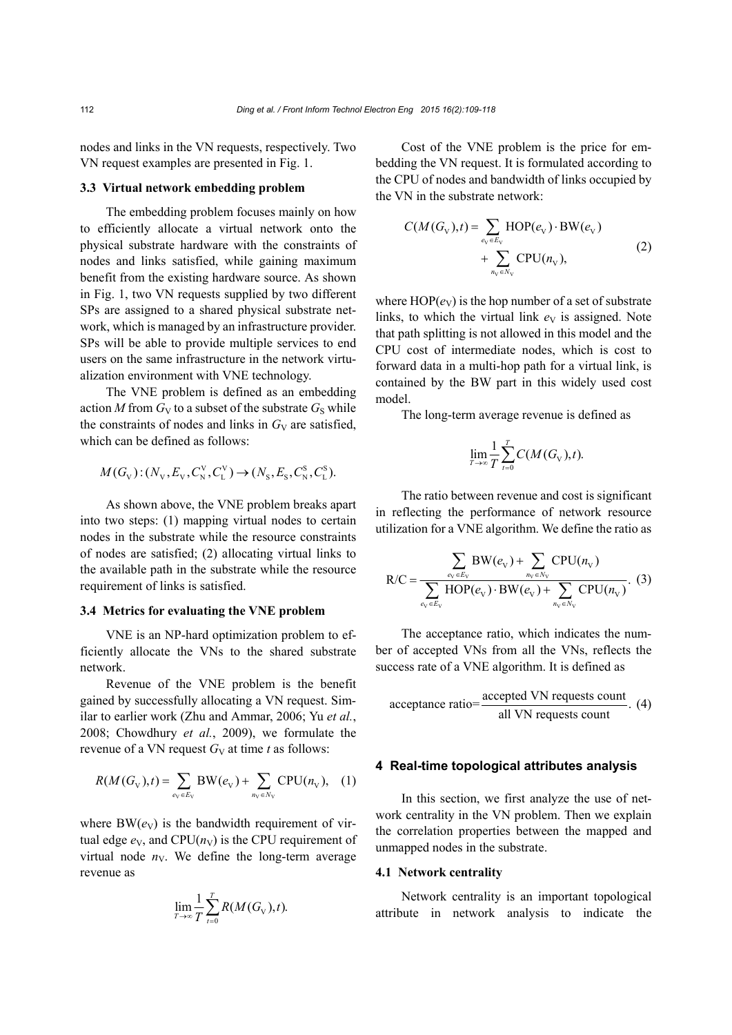nodes and links in the VN requests, respectively. Two VN request examples are presented in Fig. 1.

### 3.3 Virtual network embedding problem

The embedding problem focuses mainly on how to efficiently allocate a virtual network onto the physical substrate hardware with the constraints of nodes and links satisfied, while gaining maximum benefit from the existing hardware source. As shown in Fig. 1, two VN requests supplied by two different SPs are assigned to a shared physical substrate network, which is managed by an infrastructure provider. SPs will be able to provide multiple services to end users on the same infrastructure in the network virtualization environment with VNE technology.

The VNE problem is defined as an embedding action $M$ from $G_{\rm V}$ to a subset of the substrate $G_{\rm S}$ while the constraints of nodes and links in $G_{\rm V}$ are satisfied, which can be defined as follows:

$$M(G_{\rm V}):(N_{\rm V}, E_{\rm V}, C_{\rm N}^{\rm V}, C_{\rm L}^{\rm V}) \rightarrow (N_{\rm S}, E_{\rm S}, C_{\rm N}^{\rm S}, C_{\rm L}^{\rm S}).$$

As shown above, the VNE problem breaks apart into two steps: (1) mapping virtual nodes to certain nodes in the substrate while the resource constraints of nodes are satisfied; (2) allocating virtual links to the available path in the substrate while the resource requirement of links is satisfied.

### 3.4 Metrics for evaluating the VNE problem

VNE is an NP-hard optimization problem to efficiently allocate the VNs to the shared substrate network.

Revenue of the VNE problem is the benefit gained by successfully allocating a VN request. Similar to earlier work (Zhu and Ammar, 2006; Yu *et al.*, 2008; Chowdhury *et al.*, 2009), we formulate the revenue of a VN request $G_{\rm V}$ at time $t$ as follows:

$$R(M(G_{\rm V}),t) = \sum_{e_{\rm V} \in E_{\rm V}} \mathrm{BW}(e_{\rm V}) + \sum_{n_{\rm V} \in N_{\rm V}} \mathrm{CPU}(n_{\rm V}), \quad (1)$$

where $\mathrm{BW}(e_{\rm V})$ is the bandwidth requirement of virtual edge $e_{\rm V}$, and $\mathrm{CPU}(n_{\rm V})$ is the CPU requirement of virtual node $n_{\rm V}$. We define the long-term average revenue as

$$\lim_{T \to \infty} \frac{1}{T} \sum_{t=0}^{T} R(M(G_{\rm V}),t).$$

Cost of the VNE problem is the price for embedding the VN request. It is formulated according to the CPU of nodes and bandwidth of links occupied by the VN in the substrate network:

$$C(M(G_{\rm V}),t) = \sum_{e_{\rm V} \in E_{\rm V}} \mathrm{HOP}(e_{\rm V}) \cdot \mathrm{BW}(e_{\rm V}) + \sum_{n_{\rm V} \in N_{\rm V}} \mathrm{CPU}(n_{\rm V}), \quad (2)$$

where $\mathrm{HOP}(e_{\rm V})$ is the hop number of a set of substrate links, to which the virtual link $e_{\rm V}$ is assigned. Note that path splitting is not allowed in this model and the CPU cost of intermediate nodes, which is cost to forward data in a multi-hop path for a virtual link, is contained by the BW part in this widely used cost model.

The long-term average revenue is defined as

$$\lim_{T \to \infty} \frac{1}{T} \sum_{t=0}^{T} C(M(G_{\rm V}),t).$$

The ratio between revenue and cost is significant in reflecting the performance of network resource utilization for a VNE algorithm. We define the ratio as

$$\mathrm{R/C} = \frac{\sum_{e_{\rm V} \in E_{\rm V}} \mathrm{BW}(e_{\rm V}) + \sum_{n_{\rm V} \in N_{\rm V}} \mathrm{CPU}(n_{\rm V})}{\sum_{e_{\rm V} \in E_{\rm V}} \mathrm{HOP}(e_{\rm V}) \cdot \mathrm{BW}(e_{\rm V}) + \sum_{n_{\rm V} \in N_{\rm V}} \mathrm{CPU}(n_{\rm V})}. \quad (3)$$

The acceptance ratio, which indicates the number of accepted VNs from all the VNs, reflects the success rate of a VNE algorithm. It is defined as

$$\text{acceptance ratio} = \frac{\text{accepted VN requests count}}{\text{all VN requests count}}. \quad (4)$$

## 4 Real-time topological attributes analysis

In this section, we first analyze the use of network centrality in the VN problem. Then we explain the correlation properties between the mapped and unmapped nodes in the substrate.

### 4.1 Network centrality

Network centrality is an important topological attribute in network analysis to indicate the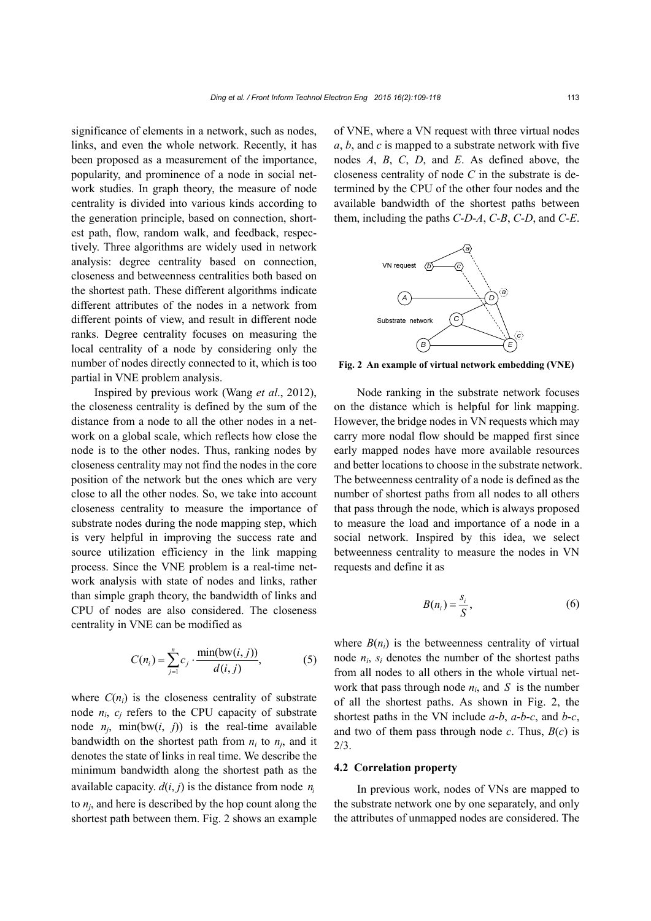significance of elements in a network, such as nodes, links, and even the whole network. Recently, it has been proposed as a measurement of the importance, popularity, and prominence of a node in social network studies. In graph theory, the measure of node centrality is divided into various kinds according to the generation principle, based on connection, shortest path, flow, random walk, and feedback, respectively. Three algorithms are widely used in network analysis: degree centrality based on connection, closeness and betweenness centralities both based on the shortest path. These different algorithms indicate different attributes of the nodes in a network from different points of view, and result in different node ranks. Degree centrality focuses on measuring the local centrality of a node by considering only the number of nodes directly connected to it, which is too partial in VNE problem analysis.

Inspired by previous work (Wang *et al*., 2012), the closeness centrality is defined by the sum of the distance from a node to all the other nodes in a network on a global scale, which reflects how close the node is to the other nodes. Thus, ranking nodes by closeness centrality may not find the nodes in the core position of the network but the ones which are very close to all the other nodes. So, we take into account closeness centrality to measure the importance of substrate nodes during the node mapping step, which is very helpful in improving the success rate and source utilization efficiency in the link mapping process. Since the VNE problem is a real-time network analysis with state of nodes and links, rather than simple graph theory, the bandwidth of links and CPU of nodes are also considered. The closeness centrality in VNE can be modified as

$$C(n_i) = \sum_{j=1}^{n} c_j \cdot \frac{\min(\text{bw}(i, j))}{d(i, j)}, \tag{5}$$

where $C(n_i)$ is the closeness centrality of substrate node $n_i$, $c_j$ refers to the CPU capacity of substrate node $n_j$, $\min(\text{bw}(i, j))$ is the real-time available bandwidth on the shortest path from $n_i$ to $n_j$, and it denotes the state of links in real time. We describe the minimum bandwidth along the shortest path as the available capacity. $d(i, j)$ is the distance from node $n_i$ to $n_j$, and here is described by the hop count along the shortest path between them. Fig. 2 shows an example of VNE, where a VN request with three virtual nodes *a*, *b*, and *c* is mapped to a substrate network with five nodes *A*, *B*, *C*, *D*, and *E*. As defined above, the closeness centrality of node *C* in the substrate is determined by the CPU of the other four nodes and the available bandwidth of the shortest paths between them, including the paths *C*-*D*-*A*, *C*-*B*, *C*-*D*, and *C*-*E*.

**Fig. 2 An example of virtual network embedding (VNE)**

Node ranking in the substrate network focuses on the distance which is helpful for link mapping. However, the bridge nodes in VN requests which may carry more nodal flow should be mapped first since early mapped nodes have more available resources and better locations to choose in the substrate network. The betweenness centrality of a node is defined as the number of shortest paths from all nodes to all others that pass through the node, which is always proposed to measure the load and importance of a node in a social network. Inspired by this idea, we select betweenness centrality to measure the nodes in VN requests and define it as

$$B(n_i) = \frac{s_i}{S}, \tag{6}$$

where $B(n_i)$ is the betweenness centrality of virtual node $n_i$, $s_i$ denotes the number of the shortest paths from all nodes to all others in the whole virtual network that pass through node $n_i$, and $S$ is the number of all the shortest paths. As shown in Fig. 2, the shortest paths in the VN include *a*-*b*, *a*-*b*-*c*, and *b*-*c*, and two of them pass through node *c*. Thus, $B(c)$ is 2/3.

### 4.2 Correlation property

In previous work, nodes of VNs are mapped to the substrate network one by one separately, and only the attributes of unmapped nodes are considered. The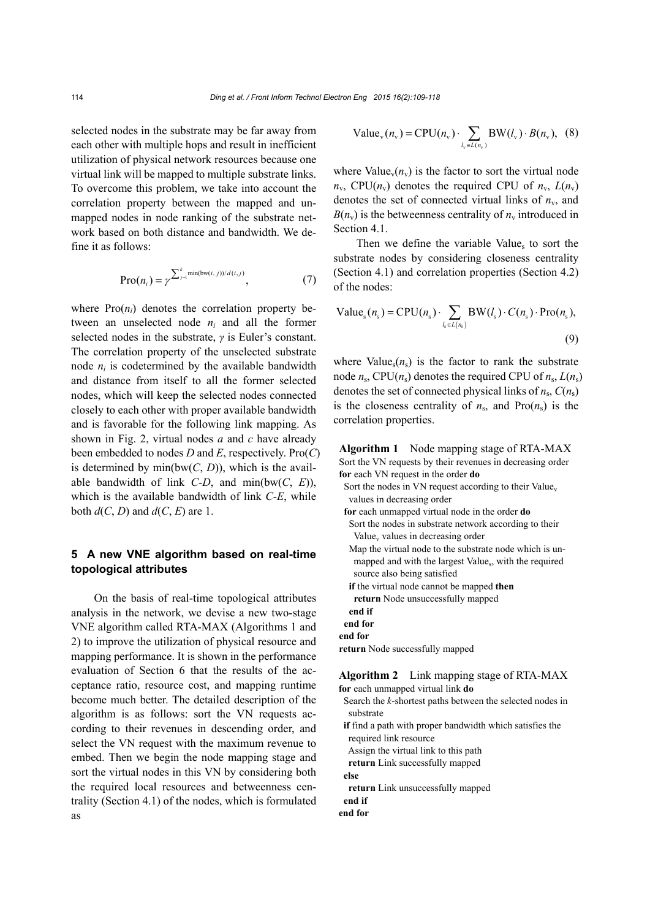selected nodes in the substrate may be far away from each other with multiple hops and result in inefficient utilization of physical network resources because one virtual link will be mapped to multiple substrate links. To overcome this problem, we take into account the correlation property between the mapped and unmapped nodes in node ranking of the substrate network based on both distance and bandwidth. We define it as follows:

$$\text{Pro}(n_i) = \gamma^{\sum_{j=1}^{k} \min(\text{bw}(i,\,j))/d(i,\,j)}, \tag{7}$$

where $\text{Pro}(n_i)$ denotes the correlation property between an unselected node $n_i$ and all the former selected nodes in the substrate, $\gamma$ is Euler's constant. The correlation property of the unselected substrate node $n_i$ is codetermined by the available bandwidth and distance from itself to all the former selected nodes, which will keep the selected nodes connected closely to each other with proper available bandwidth and is favorable for the following link mapping. As shown in Fig. 2, virtual nodes $a$ and $c$ have already been embedded to nodes $D$ and $E$, respectively. $\text{Pro}(C)$ is determined by $\min(\text{bw}(C, D))$, which is the available bandwidth of link $C$-$D$, and $\min(\text{bw}(C, E))$, which is the available bandwidth of link $C$-$E$, while both $d(C, D)$ and $d(C, E)$ are 1.

## 5 A new VNE algorithm based on real-time topological attributes

On the basis of real-time topological attributes analysis in the network, we devise a new two-stage VNE algorithm called RTA-MAX (Algorithms 1 and 2) to improve the utilization of physical resource and mapping performance. It is shown in the performance evaluation of Section 6 that the results of the acceptance ratio, resource cost, and mapping runtime become much better. The detailed description of the algorithm is as follows: sort the VN requests according to their revenues in descending order, and select the VN request with the maximum revenue to embed. Then we begin the node mapping stage and sort the virtual nodes in this VN by considering both the required local resources and betweenness centrality (Section 4.1) of the nodes, which is formulated as

$$\text{Value}_{\text{v}}(n_{\text{v}}) = \text{CPU}(n_{\text{v}}) \cdot \sum_{l_{\text{v}} \in L(n_{\text{v}})} \text{BW}(l_{\text{v}}) \cdot B(n_{\text{v}}), \tag{8}$$

where $\text{Value}_{\text{v}}(n_{\text{v}})$ is the factor to sort the virtual node $n_{\text{v}}$, $\text{CPU}(n_{\text{v}})$ denotes the required CPU of $n_{\text{v}}$, $L(n_{\text{v}})$ denotes the set of connected virtual links of $n_{\text{v}}$, and $B(n_{\text{v}})$ is the betweenness centrality of $n_{\text{v}}$ introduced in Section 4.1.

Then we define the variable $\text{Value}_{\text{s}}$ to sort the substrate nodes by considering closeness centrality (Section 4.1) and correlation properties (Section 4.2) of the nodes:

$$\text{Value}_{\text{s}}(n_{\text{s}}) = \text{CPU}(n_{\text{s}}) \cdot \sum_{l_{\text{s}} \in L(n_{\text{s}})} \text{BW}(l_{\text{s}}) \cdot C(n_{\text{s}}) \cdot \text{Pro}(n_{\text{s}}), \tag{9}$$

where $\text{Value}_{\text{s}}(n_{\text{s}})$ is the factor to rank the substrate node $n_{\text{s}}$, $\text{CPU}(n_{\text{s}})$ denotes the required CPU of $n_{\text{s}}$, $L(n_{\text{s}})$ denotes the set of connected physical links of $n_{\text{s}}$, $C(n_{\text{s}})$ is the closeness centrality of $n_{\text{s}}$, and $\text{Pro}(n_{\text{s}})$ is the correlation properties.

**Algorithm 1** Node mapping stage of RTA-MAX

```
Sort the VN requests by their revenues in decreasing order
for each VN request in the order do
  Sort the nodes in VN request according to their Value_v
    values in decreasing order
  for each unmapped virtual node in the order do
    Sort the nodes in substrate network according to their
      Value_v values in decreasing order
    Map the virtual node to the substrate node which is un-
      mapped and with the largest Value_s, with the required
      source also being satisfied
    if the virtual node cannot be mapped then
      return Node unsuccessfully mapped
    end if
  end for
end for
return Node successfully mapped
```

**Algorithm 2** Link mapping stage of RTA-MAX

```
for each unmapped virtual link do
  Search the k-shortest paths between the selected nodes in
    substrate
  if find a path with proper bandwidth which satisfies the
    required link resource
    Assign the virtual link to this path
    return Link successfully mapped
  else
    return Link unsuccessfully mapped
  end if
end for
```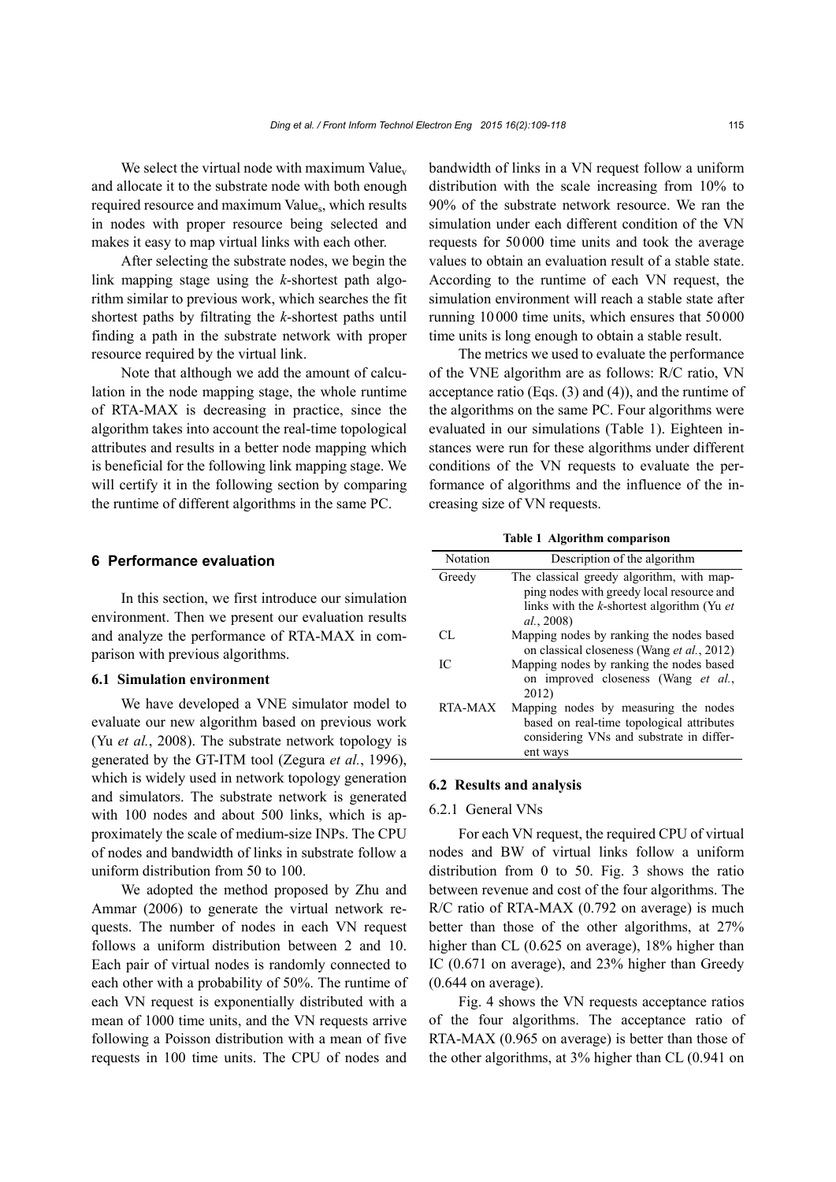We select the virtual node with maximum $\text{Value}_\text{v}$ and allocate it to the substrate node with both enough required resource and maximum $\text{Value}_\text{s}$, which results in nodes with proper resource being selected and makes it easy to map virtual links with each other.

After selecting the substrate nodes, we begin the link mapping stage using the *k*-shortest path algorithm similar to previous work, which searches the fit shortest paths by filtrating the *k*-shortest paths until finding a path in the substrate network with proper resource required by the virtual link.

Note that although we add the amount of calculation in the node mapping stage, the whole runtime of RTA-MAX is decreasing in practice, since the algorithm takes into account the real-time topological attributes and results in a better node mapping which is beneficial for the following link mapping stage. We will certify it in the following section by comparing the runtime of different algorithms in the same PC.

## 6 Performance evaluation

In this section, we first introduce our simulation environment. Then we present our evaluation results and analyze the performance of RTA-MAX in comparison with previous algorithms.

### 6.1 Simulation environment

We have developed a VNE simulator model to evaluate our new algorithm based on previous work (Yu *et al.*, 2008). The substrate network topology is generated by the GT-ITM tool (Zegura *et al.*, 1996), which is widely used in network topology generation and simulators. The substrate network is generated with 100 nodes and about 500 links, which is approximately the scale of medium-size INPs. The CPU of nodes and bandwidth of links in substrate follow a uniform distribution from 50 to 100.

We adopted the method proposed by Zhu and Ammar (2006) to generate the virtual network requests. The number of nodes in each VN request follows a uniform distribution between 2 and 10. Each pair of virtual nodes is randomly connected to each other with a probability of 50%. The runtime of each VN request is exponentially distributed with a mean of 1000 time units, and the VN requests arrive following a Poisson distribution with a mean of five requests in 100 time units. The CPU of nodes and bandwidth of links in a VN request follow a uniform distribution with the scale increasing from 10% to 90% of the substrate network resource. We ran the simulation under each different condition of the VN requests for 50 000 time units and took the average values to obtain an evaluation result of a stable state. According to the runtime of each VN request, the simulation environment will reach a stable state after running 10 000 time units, which ensures that 50 000 time units is long enough to obtain a stable result.

The metrics we used to evaluate the performance of the VNE algorithm are as follows: R/C ratio, VN acceptance ratio (Eqs. (3) and (4)), and the runtime of the algorithms on the same PC. Four algorithms were evaluated in our simulations (Table 1). Eighteen instances were run for these algorithms under different conditions of the VN requests to evaluate the performance of algorithms and the influence of the increasing size of VN requests.

**Table 1 Algorithm comparison**

| Notation | Description of the algorithm |
|---|---|
| Greedy | The classical greedy algorithm, with mapping nodes with greedy local resource and links with the *k*-shortest algorithm (Yu *et al.*, 2008) |
| CL | Mapping nodes by ranking the nodes based on classical closeness (Wang *et al.*, 2012) |
| IC | Mapping nodes by ranking the nodes based on improved closeness (Wang *et al.*, 2012) |
| RTA-MAX | Mapping nodes by measuring the nodes based on real-time topological attributes considering VNs and substrate in different ways |

### 6.2 Results and analysis

#### 6.2.1 General VNs

For each VN request, the required CPU of virtual nodes and BW of virtual links follow a uniform distribution from 0 to 50. Fig. 3 shows the ratio between revenue and cost of the four algorithms. The R/C ratio of RTA-MAX (0.792 on average) is much better than those of the other algorithms, at 27% higher than CL (0.625 on average), 18% higher than IC (0.671 on average), and 23% higher than Greedy (0.644 on average).

Fig. 4 shows the VN requests acceptance ratios of the four algorithms. The acceptance ratio of RTA-MAX (0.965 on average) is better than those of the other algorithms, at 3% higher than CL (0.941 on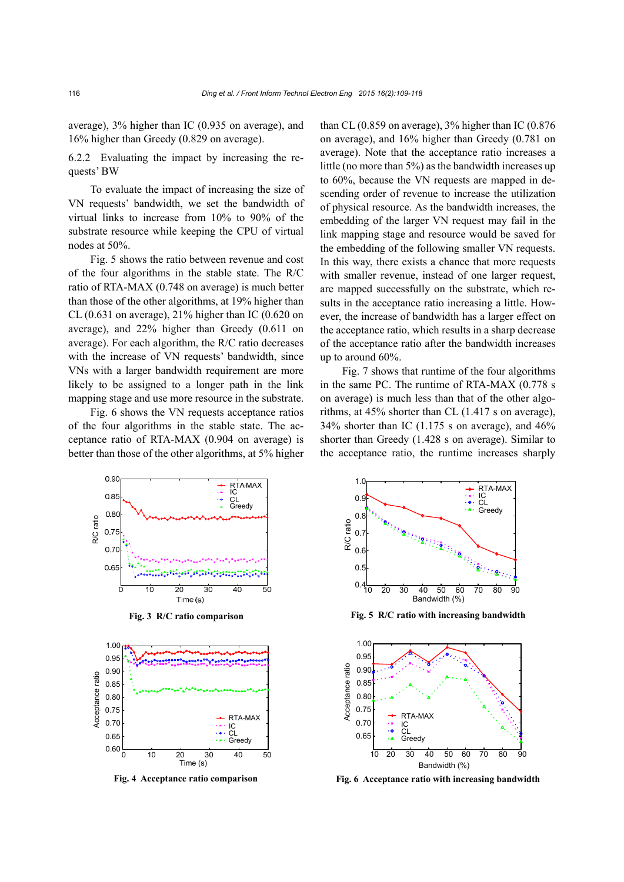average), 3% higher than IC (0.935 on average), and 16% higher than Greedy (0.829 on average).

6.2.2 Evaluating the impact by increasing the requests' BW

To evaluate the impact of increasing the size of VN requests' bandwidth, we set the bandwidth of virtual links to increase from 10% to 90% of the substrate resource while keeping the CPU of virtual nodes at 50%.

Fig. 5 shows the ratio between revenue and cost of the four algorithms in the stable state. The R/C ratio of RTA-MAX (0.748 on average) is much better than those of the other algorithms, at 19% higher than CL (0.631 on average), 21% higher than IC (0.620 on average), and 22% higher than Greedy (0.611 on average). For each algorithm, the R/C ratio decreases with the increase of VN requests' bandwidth, since VNs with a larger bandwidth requirement are more likely to be assigned to a longer path in the link mapping stage and use more resource in the substrate.

Fig. 6 shows the VN requests acceptance ratios of the four algorithms in the stable state. The acceptance ratio of RTA-MAX (0.904 on average) is better than those of the other algorithms, at 5% higher than CL (0.859 on average), 3% higher than IC (0.876 on average), and 16% higher than Greedy (0.781 on average). Note that the acceptance ratio increases a little (no more than 5%) as the bandwidth increases up to 60%, because the VN requests are mapped in descending order of revenue to increase the utilization of physical resource. As the bandwidth increases, the embedding of the larger VN request may fail in the link mapping stage and resource would be saved for the embedding of the following smaller VN requests. In this way, there exists a chance that more requests with smaller revenue, instead of one larger request, are mapped successfully on the substrate, which results in the acceptance ratio increasing a little. However, the increase of bandwidth has a larger effect on the acceptance ratio, which results in a sharp decrease of the acceptance ratio after the bandwidth increases up to around 60%.

Fig. 7 shows that runtime of the four algorithms in the same PC. The runtime of RTA-MAX (0.778 s on average) is much less than that of the other algorithms, at 45% shorter than CL (1.417 s on average), 34% shorter than IC (1.175 s on average), and 46% shorter than Greedy (1.428 s on average). Similar to the acceptance ratio, the runtime increases sharply

**Fig. 3 R/C ratio comparison**

**Fig. 4 Acceptance ratio comparison**

**Fig. 5 R/C ratio with increasing bandwidth**

**Fig. 6 Acceptance ratio with increasing bandwidth**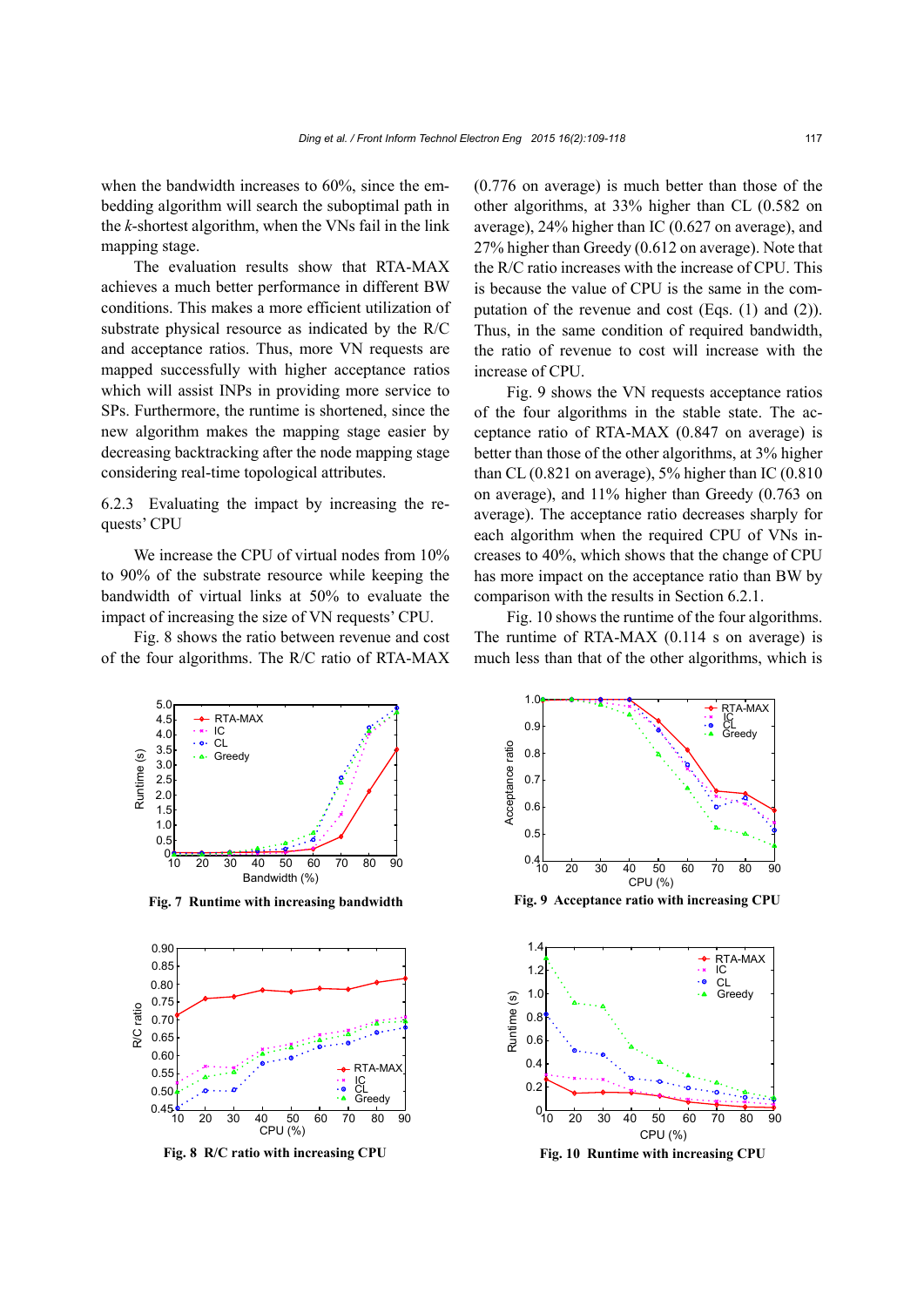when the bandwidth increases to 60%, since the embedding algorithm will search the suboptimal path in the *k*-shortest algorithm, when the VNs fail in the link mapping stage.

The evaluation results show that RTA-MAX achieves a much better performance in different BW conditions. This makes a more efficient utilization of substrate physical resource as indicated by the R/C and acceptance ratios. Thus, more VN requests are mapped successfully with higher acceptance ratios which will assist INPs in providing more service to SPs. Furthermore, the runtime is shortened, since the new algorithm makes the mapping stage easier by decreasing backtracking after the node mapping stage considering real-time topological attributes.

6.2.3 Evaluating the impact by increasing the requests' CPU

We increase the CPU of virtual nodes from 10% to 90% of the substrate resource while keeping the bandwidth of virtual links at 50% to evaluate the impact of increasing the size of VN requests' CPU.

Fig. 8 shows the ratio between revenue and cost of the four algorithms. The R/C ratio of RTA-MAX (0.776 on average) is much better than those of the other algorithms, at 33% higher than CL (0.582 on average), 24% higher than IC (0.627 on average), and 27% higher than Greedy (0.612 on average). Note that the R/C ratio increases with the increase of CPU. This is because the value of CPU is the same in the computation of the revenue and cost (Eqs. (1) and (2)). Thus, in the same condition of required bandwidth, the ratio of revenue to cost will increase with the increase of CPU.

Fig. 9 shows the VN requests acceptance ratios of the four algorithms in the stable state. The acceptance ratio of RTA-MAX (0.847 on average) is better than those of the other algorithms, at 3% higher than CL (0.821 on average), 5% higher than IC (0.810 on average), and 11% higher than Greedy (0.763 on average). The acceptance ratio decreases sharply for each algorithm when the required CPU of VNs increases to 40%, which shows that the change of CPU has more impact on the acceptance ratio than BW by comparison with the results in Section 6.2.1.

Fig. 10 shows the runtime of the four algorithms. The runtime of RTA-MAX (0.114 s on average) is much less than that of the other algorithms, which is

**Fig. 7 Runtime with increasing bandwidth**

**Fig. 9 Acceptance ratio with increasing CPU**

**Fig. 8 R/C ratio with increasing CPU**

**Fig. 10 Runtime with increasing CPU**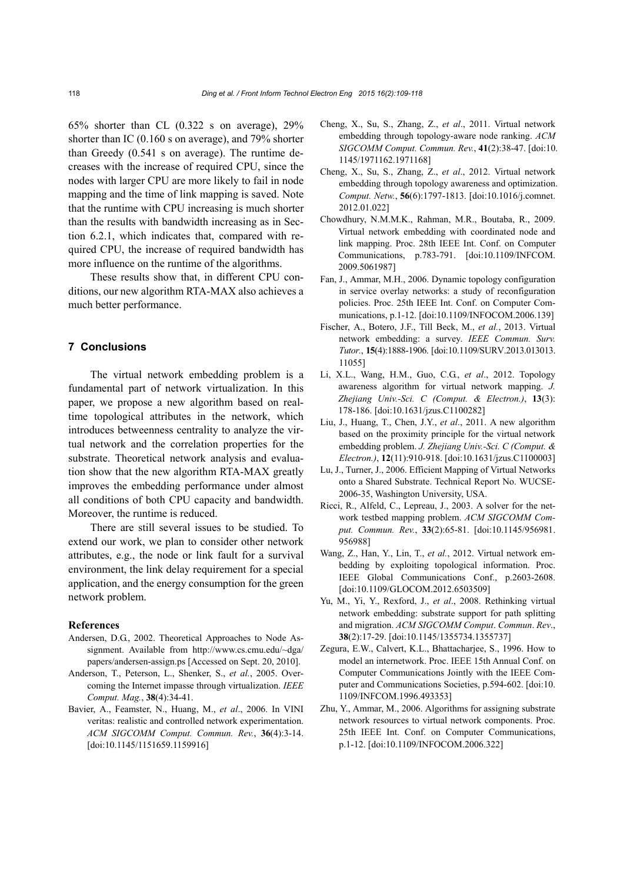65% shorter than CL (0.322 s on average), 29% shorter than IC (0.160 s on average), and 79% shorter than Greedy (0.541 s on average). The runtime decreases with the increase of required CPU, since the nodes with larger CPU are more likely to fail in node mapping and the time of link mapping is saved. Note that the runtime with CPU increasing is much shorter than the results with bandwidth increasing as in Section 6.2.1, which indicates that, compared with required CPU, the increase of required bandwidth has more influence on the runtime of the algorithms.

These results show that, in different CPU conditions, our new algorithm RTA-MAX also achieves a much better performance.

## 7 Conclusions

The virtual network embedding problem is a fundamental part of network virtualization. In this paper, we propose a new algorithm based on real-time topological attributes in the network, which introduces betweenness centrality to analyze the virtual network and the correlation properties for the substrate. Theoretical network analysis and evaluation show that the new algorithm RTA-MAX greatly improves the embedding performance under almost all conditions of both CPU capacity and bandwidth. Moreover, the runtime is reduced.

There are still several issues to be studied. To extend our work, we plan to consider other network attributes, e.g., the node or link fault for a survival environment, the link delay requirement for a special application, and the energy consumption for the green network problem.

### References

Andersen, D.G., 2002. Theoretical Approaches to Node Assignment. Available from http://www.cs.cmu.edu/~dga/papers/andersen-assign.ps [Accessed on Sept. 20, 2010].

Anderson, T., Peterson, L., Shenker, S., *et al.*, 2005. Overcoming the Internet impasse through virtualization. *IEEE Comput. Mag.*, **38**(4):34-41.

Bavier, A., Feamster, N., Huang, M., *et al*., 2006. In VINI veritas: realistic and controlled network experimentation. *ACM SIGCOMM Comput. Commun. Rev.*, **36**(4):3-14. [doi:10.1145/1151659.1159916]

Cheng, X., Su, S., Zhang, Z., *et al*., 2011. Virtual network embedding through topology-aware node ranking. *ACM SIGCOMM Comput. Commun. Rev.*, **41**(2):38-47. [doi:10.1145/1971162.1971168]

Cheng, X., Su, S., Zhang, Z., *et al*., 2012. Virtual network embedding through topology awareness and optimization. *Comput. Netw.*, **56**(6):1797-1813. [doi:10.1016/j.comnet.2012.01.022]

Chowdhury, N.M.M.K., Rahman, M.R., Boutaba, R., 2009. Virtual network embedding with coordinated node and link mapping. Proc. 28th IEEE Int. Conf. on Computer Communications, p.783-791. [doi:10.1109/INFCOM.2009.5061987]

Fan, J., Ammar, M.H., 2006. Dynamic topology configuration in service overlay networks: a study of reconfiguration policies. Proc. 25th IEEE Int. Conf. on Computer Communications, p.1-12. [doi:10.1109/INFOCOM.2006.139]

Fischer, A., Botero, J.F., Till Beck, M., *et al.*, 2013. Virtual network embedding: a survey. *IEEE Commun. Surv. Tutor.*, **15**(4):1888-1906. [doi:10.1109/SURV.2013.013013.11055]

Li, X.L., Wang, H.M., Guo, C.G., *et al*., 2012. Topology awareness algorithm for virtual network mapping. *J. Zhejiang Univ.-Sci. C (Comput. & Electron.)*, **13**(3):178-186. [doi:10.1631/jzus.C1100282]

Liu, J., Huang, T., Chen, J.Y., *et al*., 2011. A new algorithm based on the proximity principle for the virtual network embedding problem. *J. Zhejiang Univ.-Sci. C (Comput. & Electron.)*, **12**(11):910-918. [doi:10.1631/jzus.C1100003]

Lu, J., Turner, J., 2006. Efficient Mapping of Virtual Networks onto a Shared Substrate. Technical Report No. WUCSE-2006-35, Washington University, USA.

Ricci, R., Alfeld, C., Lepreau, J., 2003. A solver for the network testbed mapping problem. *ACM SIGCOMM Comput. Commun. Rev.*, **33**(2):65-81. [doi:10.1145/956981.956988]

Wang, Z., Han, Y., Lin, T., *et al.*, 2012. Virtual network embedding by exploiting topological information. Proc. IEEE Global Communications Conf., p.2603-2608. [doi:10.1109/GLOCOM.2012.6503509]

Yu, M., Yi, Y., Rexford, J., *et al*., 2008. Rethinking virtual network embedding: substrate support for path splitting and migration. *ACM SIGCOMM Comput*. *Commun*. *Rev*., **38**(2):17-29. [doi:10.1145/1355734.1355737]

Zegura, E.W., Calvert, K.L., Bhattacharjee, S., 1996. How to model an internetwork. Proc. IEEE 15th Annual Conf. on Computer Communications Jointly with the IEEE Computer and Communications Societies, p.594-602. [doi:10.1109/INFCOM.1996.493353]

Zhu, Y., Ammar, M., 2006. Algorithms for assigning substrate network resources to virtual network components. Proc. 25th IEEE Int. Conf. on Computer Communications, p.1-12. [doi:10.1109/INFOCOM.2006.322]